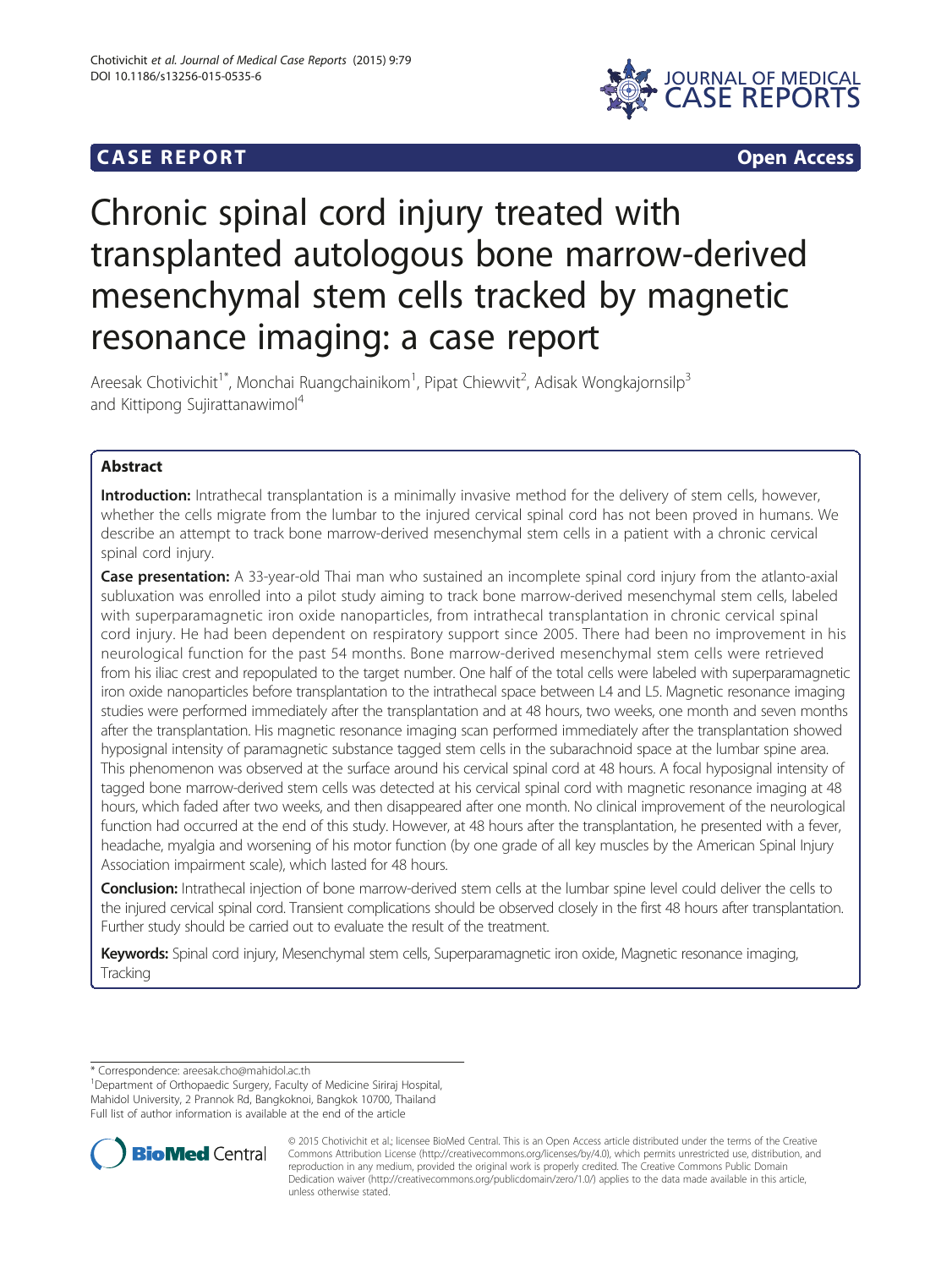**CASE REPORT** **Open Access**

# Chronic spinal cord injury treated with transplanted autologous bone marrow-derived mesenchymal stem cells tracked by magnetic resonance imaging: a case report

Areesak Chotivichit[1*], Monchai Ruangchainikom[1], Pipat Chiewvit[2], Adisak Wongkajornsilp[3] and Kittipong Sujirattanawimol[4]

## Abstract

**Introduction:** Intrathecal transplantation is a minimally invasive method for the delivery of stem cells, however, whether the cells migrate from the lumbar to the injured cervical spinal cord has not been proved in humans. We describe an attempt to track bone marrow-derived mesenchymal stem cells in a patient with a chronic cervical spinal cord injury.

**Case presentation:** A 33-year-old Thai man who sustained an incomplete spinal cord injury from the atlanto-axial subluxation was enrolled into a pilot study aiming to track bone marrow-derived mesenchymal stem cells, labeled with superparamagnetic iron oxide nanoparticles, from intrathecal transplantation in chronic cervical spinal cord injury. He had been dependent on respiratory support since 2005. There had been no improvement in his neurological function for the past 54 months. Bone marrow-derived mesenchymal stem cells were retrieved from his iliac crest and repopulated to the target number. One half of the total cells were labeled with superparamagnetic iron oxide nanoparticles before transplantation to the intrathecal space between L4 and L5. Magnetic resonance imaging studies were performed immediately after the transplantation and at 48 hours, two weeks, one month and seven months after the transplantation. His magnetic resonance imaging scan performed immediately after the transplantation showed hyposignal intensity of paramagnetic substance tagged stem cells in the subarachnoid space at the lumbar spine area. This phenomenon was observed at the surface around his cervical spinal cord at 48 hours. A focal hyposignal intensity of tagged bone marrow-derived stem cells was detected at his cervical spinal cord with magnetic resonance imaging at 48 hours, which faded after two weeks, and then disappeared after one month. No clinical improvement of the neurological function had occurred at the end of this study. However, at 48 hours after the transplantation, he presented with a fever, headache, myalgia and worsening of his motor function (by one grade of all key muscles by the American Spinal Injury Association impairment scale), which lasted for 48 hours.

**Conclusion:** Intrathecal injection of bone marrow-derived stem cells at the lumbar spine level could deliver the cells to the injured cervical spinal cord. Transient complications should be observed closely in the first 48 hours after transplantation. Further study should be carried out to evaluate the result of the treatment.

**Keywords:** Spinal cord injury, Mesenchymal stem cells, Superparamagnetic iron oxide, Magnetic resonance imaging, Tracking

---

\* Correspondence: areesak.cho@mahidol.ac.th
[1]Department of Orthopaedic Surgery, Faculty of Medicine Siriraj Hospital, Mahidol University, 2 Prannok Rd, Bangkoknoi, Bangkok 10700, Thailand
Full list of author information is available at the end of the article

© 2015 Chotivichit et al.; licensee BioMed Central. This is an Open Access article distributed under the terms of the Creative Commons Attribution License (http://creativecommons.org/licenses/by/4.0), which permits unrestricted use, distribution, and reproduction in any medium, provided the original work is properly credited. The Creative Commons Public Domain Dedication waiver (http://creativecommons.org/publicdomain/zero/1.0/) applies to the data made available in this article, unless otherwise stated.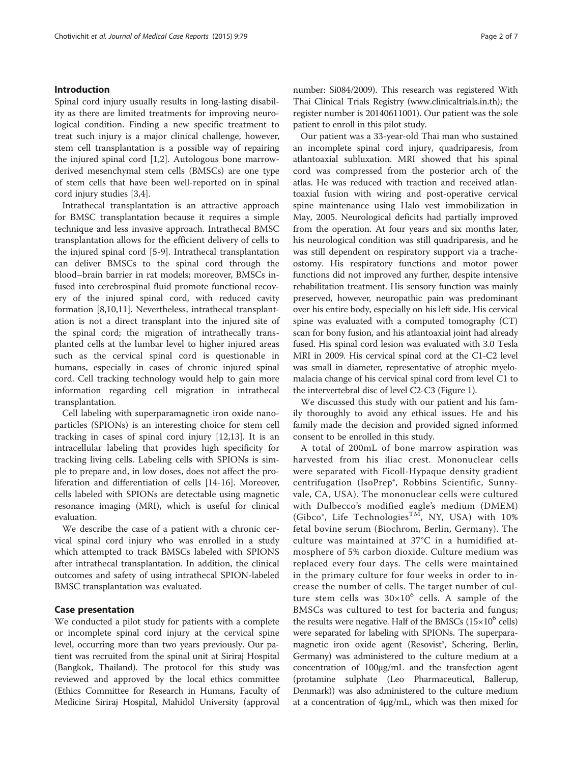## Introduction

Spinal cord injury usually results in long-lasting disability as there are limited treatments for improving neurological condition. Finding a new specific treatment to treat such injury is a major clinical challenge, however, stem cell transplantation is a possible way of repairing the injured spinal cord [1,2]. Autologous bone marrow-derived mesenchymal stem cells (BMSCs) are one type of stem cells that have been well-reported on in spinal cord injury studies [3,4].

Intrathecal transplantation is an attractive approach for BMSC transplantation because it requires a simple technique and less invasive approach. Intrathecal BMSC transplantation allows for the efficient delivery of cells to the injured spinal cord [5-9]. Intrathecal transplantation can deliver BMSCs to the spinal cord through the blood–brain barrier in rat models; moreover, BMSCs infused into cerebrospinal fluid promote functional recovery of the injured spinal cord, with reduced cavity formation [8,10,11]. Nevertheless, intrathecal transplantation is not a direct transplant into the injured site of the spinal cord; the migration of intrathecally transplanted cells at the lumbar level to higher injured areas such as the cervical spinal cord is questionable in humans, especially in cases of chronic injured spinal cord. Cell tracking technology would help to gain more information regarding cell migration in intrathecal transplantation.

Cell labeling with superparamagnetic iron oxide nanoparticles (SPIONs) is an interesting choice for stem cell tracking in cases of spinal cord injury [12,13]. It is an intracellular labeling that provides high specificity for tracking living cells. Labeling cells with SPIONs is simple to prepare and, in low doses, does not affect the proliferation and differentiation of cells [14-16]. Moreover, cells labeled with SPIONs are detectable using magnetic resonance imaging (MRI), which is useful for clinical evaluation.

We describe the case of a patient with a chronic cervical spinal cord injury who was enrolled in a study which attempted to track BMSCs labeled with SPIONS after intrathecal transplantation. In addition, the clinical outcomes and safety of using intrathecal SPION-labeled BMSC transplantation was evaluated.

## Case presentation

We conducted a pilot study for patients with a complete or incomplete spinal cord injury at the cervical spine level, occurring more than two years previously. Our patient was recruited from the spinal unit at Siriraj Hospital (Bangkok, Thailand). The protocol for this study was reviewed and approved by the local ethics committee (Ethics Committee for Research in Humans, Faculty of Medicine Siriraj Hospital, Mahidol University (approval number: Si084/2009). This research was registered With Thai Clinical Trials Registry (www.clinicaltrials.in.th); the register number is 20140611001). Our patient was the sole patient to enroll in this pilot study.

Our patient was a 33-year-old Thai man who sustained an incomplete spinal cord injury, quadriparesis, from atlantoaxial subluxation. MRI showed that his spinal cord was compressed from the posterior arch of the atlas. He was reduced with traction and received atlantoaxial fusion with wiring and post-operative cervical spine maintenance using Halo vest immobilization in May, 2005. Neurological deficits had partially improved from the operation. At four years and six months later, his neurological condition was still quadriparesis, and he was still dependent on respiratory support via a tracheostomy. His respiratory functions and motor power functions did not improved any further, despite intensive rehabilitation treatment. His sensory function was mainly preserved, however, neuropathic pain was predominant over his entire body, especially on his left side. His cervical spine was evaluated with a computed tomography (CT) scan for bony fusion, and his atlantoaxial joint had already fused. His spinal cord lesion was evaluated with 3.0 Tesla MRI in 2009. His cervical spinal cord at the C1-C2 level was small in diameter, representative of atrophic myelomalacia change of his cervical spinal cord from level C1 to the intervertebral disc of level C2-C3 (Figure 1).

We discussed this study with our patient and his family thoroughly to avoid any ethical issues. He and his family made the decision and provided signed informed consent to be enrolled in this study.

A total of 200mL of bone marrow aspiration was harvested from his iliac crest. Mononuclear cells were separated with Ficoll-Hypaque density gradient centrifugation (IsoPrep®, Robbins Scientific, Sunnyvale, CA, USA). The mononuclear cells were cultured with Dulbecco's modified eagle's medium (DMEM) (Gibco®, Life Technologies™, NY, USA) with 10% fetal bovine serum (Biochrom, Berlin, Germany). The culture was maintained at 37°C in a humidified atmosphere of 5% carbon dioxide. Culture medium was replaced every four days. The cells were maintained in the primary culture for four weeks in order to increase the number of cells. The target number of culture stem cells was $30\times10^6$ cells. A sample of the BMSCs was cultured to test for bacteria and fungus; the results were negative. Half of the BMSCs ($15\times10^6$ cells) were separated for labeling with SPIONs. The superparamagnetic iron oxide agent (Resovist®, Schering, Berlin, Germany) was administered to the culture medium at a concentration of 100μg/mL and the transfection agent (protamine sulphate (Leo Pharmaceutical, Ballerup, Denmark)) was also administered to the culture medium at a concentration of 4μg/mL, which was then mixed for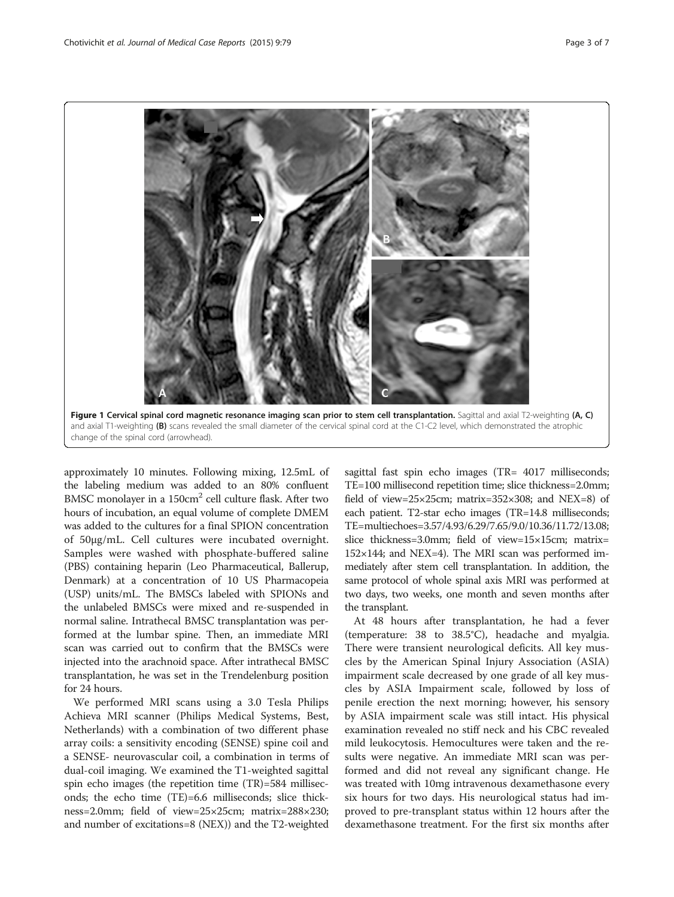**Figure 1 Cervical spinal cord magnetic resonance imaging scan prior to stem cell transplantation.** Sagittal and axial T2-weighting **(A, C)** and axial T1-weighting **(B)** scans revealed the small diameter of the cervical spinal cord at the C1-C2 level, which demonstrated the atrophic change of the spinal cord (arrowhead).

approximately 10 minutes. Following mixing, 12.5mL of the labeling medium was added to an 80% confluent BMSC monolayer in a $150\text{cm}^2$ cell culture flask. After two hours of incubation, an equal volume of complete DMEM was added to the cultures for a final SPION concentration of 50μg/mL. Cell cultures were incubated overnight. Samples were washed with phosphate-buffered saline (PBS) containing heparin (Leo Pharmaceutical, Ballerup, Denmark) at a concentration of 10 US Pharmacopeia (USP) units/mL. The BMSCs labeled with SPIONs and the unlabeled BMSCs were mixed and re-suspended in normal saline. Intrathecal BMSC transplantation was performed at the lumbar spine. Then, an immediate MRI scan was carried out to confirm that the BMSCs were injected into the arachnoid space. After intrathecal BMSC transplantation, he was set in the Trendelenburg position for 24 hours.

We performed MRI scans using a 3.0 Tesla Philips Achieva MRI scanner (Philips Medical Systems, Best, Netherlands) with a combination of two different phase array coils: a sensitivity encoding (SENSE) spine coil and a SENSE- neurovascular coil, a combination in terms of dual-coil imaging. We examined the T1-weighted sagittal spin echo images (the repetition time (TR)=584 milliseconds; the echo time (TE)=6.6 milliseconds; slice thickness=2.0mm; field of view=25×25cm; matrix=288×230; and number of excitations=8 (NEX)) and the T2-weighted sagittal fast spin echo images (TR= 4017 milliseconds; TE=100 millisecond repetition time; slice thickness=2.0mm; field of view=25×25cm; matrix=352×308; and NEX=8) of each patient. T2-star echo images (TR=14.8 milliseconds; TE=multiechoes=3.57/4.93/6.29/7.65/9.0/10.36/11.72/13.08; slice thickness=3.0mm; field of view=15×15cm; matrix= 152×144; and NEX=4). The MRI scan was performed immediately after stem cell transplantation. In addition, the same protocol of whole spinal axis MRI was performed at two days, two weeks, one month and seven months after the transplant.

At 48 hours after transplantation, he had a fever (temperature: 38 to 38.5°C), headache and myalgia. There were transient neurological deficits. All key muscles by the American Spinal Injury Association (ASIA) impairment scale decreased by one grade of all key muscles by ASIA Impairment scale, followed by loss of penile erection the next morning; however, his sensory by ASIA impairment scale was still intact. His physical examination revealed no stiff neck and his CBC revealed mild leukocytosis. Hemocultures were taken and the results were negative. An immediate MRI scan was performed and did not reveal any significant change. He was treated with 10mg intravenous dexamethasone every six hours for two days. His neurological status had improved to pre-transplant status within 12 hours after the dexamethasone treatment. For the first six months after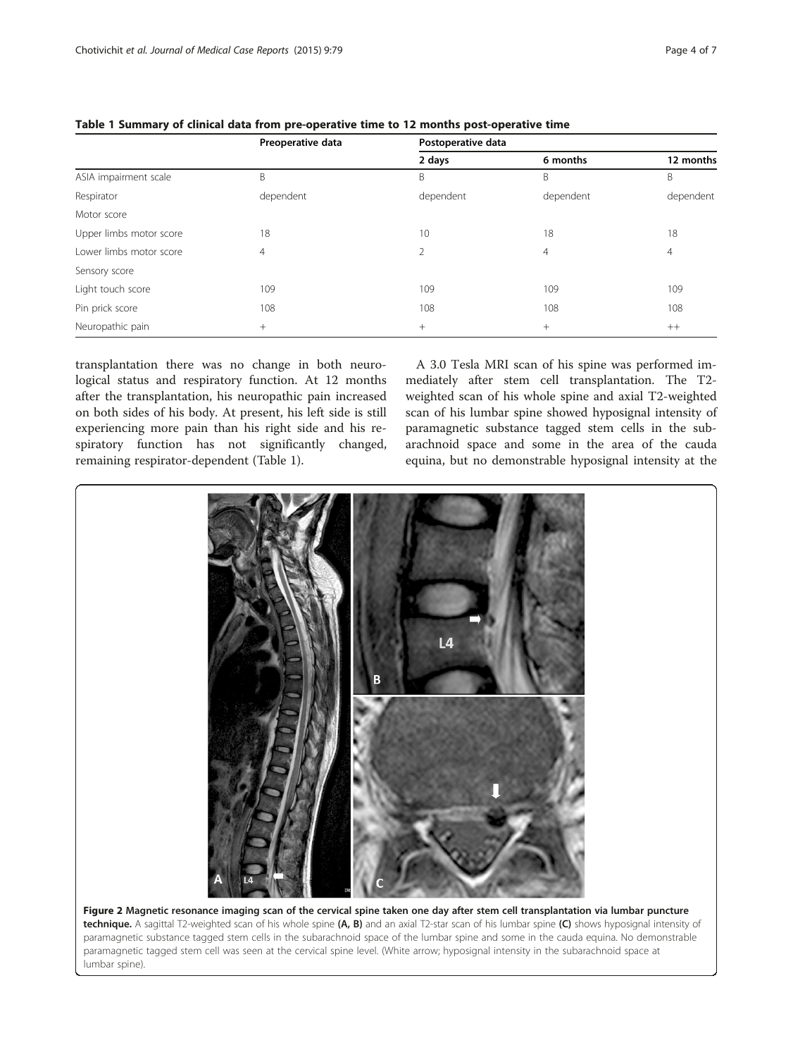**Table 1 Summary of clinical data from pre-operative time to 12 months post-operative time**

| | Preoperative data | Postoperative data | | |
|---|---|---|---|---|
| | | 2 days | 6 months | 12 months |
| ASIA impairment scale | B | B | B | B |
| Respirator | dependent | dependent | dependent | dependent |
| Motor score | | | | |
| Upper limbs motor score | 18 | 10 | 18 | 18 |
| Lower limbs motor score | 4 | 2 | 4 | 4 |
| Sensory score | | | | |
| Light touch score | 109 | 109 | 109 | 109 |
| Pin prick score | 108 | 108 | 108 | 108 |
| Neuropathic pain | + | + | + | ++ |

transplantation there was no change in both neurological status and respiratory function. At 12 months after the transplantation, his neuropathic pain increased on both sides of his body. At present, his left side is still experiencing more pain than his right side and his respiratory function has not significantly changed, remaining respirator-dependent (Table 1).

A 3.0 Tesla MRI scan of his spine was performed immediately after stem cell transplantation. The T2-weighted scan of his whole spine and axial T2-weighted scan of his lumbar spine showed hyposignal intensity of paramagnetic substance tagged stem cells in the subarachnoid space and some in the area of the cauda equina, but no demonstrable hyposignal intensity at the

**Figure 2 Magnetic resonance imaging scan of the cervical spine taken one day after stem cell transplantation via lumbar puncture technique.** A sagittal T2-weighted scan of his whole spine **(A, B)** and an axial T2-star scan of his lumbar spine **(C)** shows hyposignal intensity of paramagnetic substance tagged stem cells in the subarachnoid space of the lumbar spine and some in the cauda equina. No demonstrable paramagnetic tagged stem cell was seen at the cervical spine level. (White arrow; hyposignal intensity in the subarachnoid space at lumbar spine).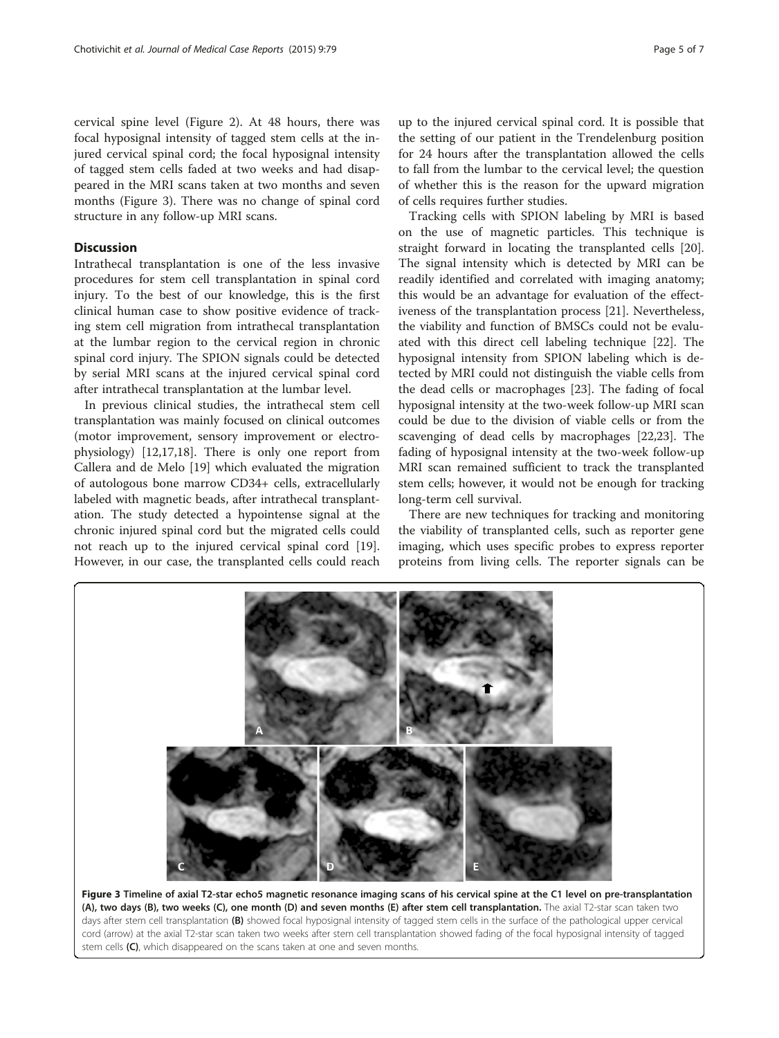cervical spine level (Figure 2). At 48 hours, there was focal hyposignal intensity of tagged stem cells at the injured cervical spinal cord; the focal hyposignal intensity of tagged stem cells faded at two weeks and had disappeared in the MRI scans taken at two months and seven months (Figure 3). There was no change of spinal cord structure in any follow-up MRI scans.

## Discussion

Intrathecal transplantation is one of the less invasive procedures for stem cell transplantation in spinal cord injury. To the best of our knowledge, this is the first clinical human case to show positive evidence of tracking stem cell migration from intrathecal transplantation at the lumbar region to the cervical region in chronic spinal cord injury. The SPION signals could be detected by serial MRI scans at the injured cervical spinal cord after intrathecal transplantation at the lumbar level.

In previous clinical studies, the intrathecal stem cell transplantation was mainly focused on clinical outcomes (motor improvement, sensory improvement or electrophysiology) [12,17,18]. There is only one report from Callera and de Melo [19] which evaluated the migration of autologous bone marrow CD34+ cells, extracellularly labeled with magnetic beads, after intrathecal transplantation. The study detected a hypointense signal at the chronic injured spinal cord but the migrated cells could not reach up to the injured cervical spinal cord [19]. However, in our case, the transplanted cells could reach up to the injured cervical spinal cord. It is possible that the setting of our patient in the Trendelenburg position for 24 hours after the transplantation allowed the cells to fall from the lumbar to the cervical level; the question of whether this is the reason for the upward migration of cells requires further studies.

Tracking cells with SPION labeling by MRI is based on the use of magnetic particles. This technique is straight forward in locating the transplanted cells [20]. The signal intensity which is detected by MRI can be readily identified and correlated with imaging anatomy; this would be an advantage for evaluation of the effectiveness of the transplantation process [21]. Nevertheless, the viability and function of BMSCs could not be evaluated with this direct cell labeling technique [22]. The hyposignal intensity from SPION labeling which is detected by MRI could not distinguish the viable cells from the dead cells or macrophages [23]. The fading of focal hyposignal intensity at the two-week follow-up MRI scan could be due to the division of viable cells or from the scavenging of dead cells by macrophages [22,23]. The fading of hyposignal intensity at the two-week follow-up MRI scan remained sufficient to track the transplanted stem cells; however, it would not be enough for tracking long-term cell survival.

There are new techniques for tracking and monitoring the viability of transplanted cells, such as reporter gene imaging, which uses specific probes to express reporter proteins from living cells. The reporter signals can be

**Figure 3 Timeline of axial T2-star echo5 magnetic resonance imaging scans of his cervical spine at the C1 level on pre-transplantation (A), two days (B), two weeks (C), one month (D) and seven months (E) after stem cell transplantation.** The axial T2-star scan taken two days after stem cell transplantation **(B)** showed focal hyposignal intensity of tagged stem cells in the surface of the pathological upper cervical cord (arrow) at the axial T2-star scan taken two weeks after stem cell transplantation showed fading of the focal hyposignal intensity of tagged stem cells **(C)**, which disappeared on the scans taken at one and seven months.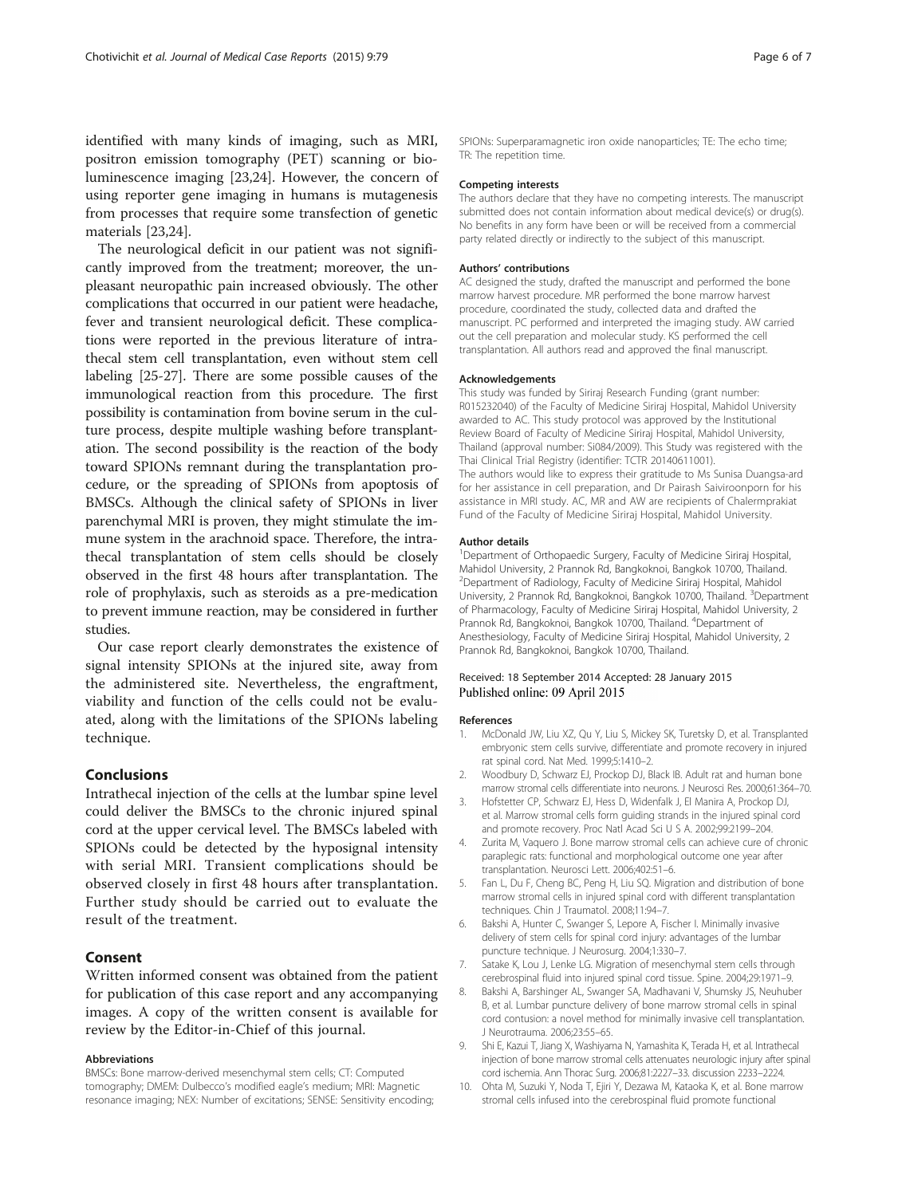identified with many kinds of imaging, such as MRI, positron emission tomography (PET) scanning or bioluminescence imaging [23,24]. However, the concern of using reporter gene imaging in humans is mutagenesis from processes that require some transfection of genetic materials [23,24].

The neurological deficit in our patient was not significantly improved from the treatment; moreover, the unpleasant neuropathic pain increased obviously. The other complications that occurred in our patient were headache, fever and transient neurological deficit. These complications were reported in the previous literature of intrathecal stem cell transplantation, even without stem cell labeling [25-27]. There are some possible causes of the immunological reaction from this procedure. The first possibility is contamination from bovine serum in the culture process, despite multiple washing before transplantation. The second possibility is the reaction of the body toward SPIONs remnant during the transplantation procedure, or the spreading of SPIONs from apoptosis of BMSCs. Although the clinical safety of SPIONs in liver parenchymal MRI is proven, they might stimulate the immune system in the arachnoid space. Therefore, the intrathecal transplantation of stem cells should be closely observed in the first 48 hours after transplantation. The role of prophylaxis, such as steroids as a pre-medication to prevent immune reaction, may be considered in further studies.

Our case report clearly demonstrates the existence of signal intensity SPIONs at the injured site, away from the administered site. Nevertheless, the engraftment, viability and function of the cells could not be evaluated, along with the limitations of the SPIONs labeling technique.

## Conclusions

Intrathecal injection of the cells at the lumbar spine level could deliver the BMSCs to the chronic injured spinal cord at the upper cervical level. The BMSCs labeled with SPIONs could be detected by the hyposignal intensity with serial MRI. Transient complications should be observed closely in first 48 hours after transplantation. Further study should be carried out to evaluate the result of the treatment.

## Consent

Written informed consent was obtained from the patient for publication of this case report and any accompanying images. A copy of the written consent is available for review by the Editor-in-Chief of this journal.

#### Abbreviations

BMSCs: Bone marrow-derived mesenchymal stem cells; CT: Computed tomography; DMEM: Dulbecco's modified eagle's medium; MRI: Magnetic resonance imaging; NEX: Number of excitations; SENSE: Sensitivity encoding; SPIONs: Superparamagnetic iron oxide nanoparticles; TE: The echo time; TR: The repetition time.

#### Competing interests

The authors declare that they have no competing interests. The manuscript submitted does not contain information about medical device(s) or drug(s). No benefits in any form have been or will be received from a commercial party related directly or indirectly to the subject of this manuscript.

#### Authors' contributions

AC designed the study, drafted the manuscript and performed the bone marrow harvest procedure. MR performed the bone marrow harvest procedure, coordinated the study, collected data and drafted the manuscript. PC performed and interpreted the imaging study. AW carried out the cell preparation and molecular study. KS performed the cell transplantation. All authors read and approved the final manuscript.

#### Acknowledgements

This study was funded by Siriraj Research Funding (grant number: R015232040) of the Faculty of Medicine Siriraj Hospital, Mahidol University awarded to AC. This study protocol was approved by the Institutional Review Board of Faculty of Medicine Siriraj Hospital, Mahidol University, Thailand (approval number: Si084/2009). This Study was registered with the Thai Clinical Trial Registry (identifier: TCTR 20140611001).
The authors would like to express their gratitude to Ms Sunisa Duangsa-ard for her assistance in cell preparation, and Dr Pairash Saiviroonporn for his assistance in MRI study. AC, MR and AW are recipients of Chalermprakiat Fund of the Faculty of Medicine Siriraj Hospital, Mahidol University.

#### Author details

[1]Department of Orthopaedic Surgery, Faculty of Medicine Siriraj Hospital, Mahidol University, 2 Prannok Rd, Bangkoknoi, Bangkok 10700, Thailand. [2]Department of Radiology, Faculty of Medicine Siriraj Hospital, Mahidol University, 2 Prannok Rd, Bangkoknoi, Bangkok 10700, Thailand. [3]Department of Pharmacology, Faculty of Medicine Siriraj Hospital, Mahidol University, 2 Prannok Rd, Bangkoknoi, Bangkok 10700, Thailand. [4]Department of Anesthesiology, Faculty of Medicine Siriraj Hospital, Mahidol University, 2 Prannok Rd, Bangkoknoi, Bangkok 10700, Thailand.

Received: 18 September 2014 Accepted: 28 January 2015
Published online: 09 April 2015

#### References

1. McDonald JW, Liu XZ, Qu Y, Liu S, Mickey SK, Turetsky D, et al. Transplanted embryonic stem cells survive, differentiate and promote recovery in injured rat spinal cord. Nat Med. 1999;5:1410–2.
2. Woodbury D, Schwarz EJ, Prockop DJ, Black IB. Adult rat and human bone marrow stromal cells differentiate into neurons. J Neurosci Res. 2000;61:364–70.
3. Hofstetter CP, Schwarz EJ, Hess D, Widenfalk J, El Manira A, Prockop DJ, et al. Marrow stromal cells form guiding strands in the injured spinal cord and promote recovery. Proc Natl Acad Sci U S A. 2002;99:2199–204.
4. Zurita M, Vaquero J. Bone marrow stromal cells can achieve cure of chronic paraplegic rats: functional and morphological outcome one year after transplantation. Neurosci Lett. 2006;402:51–6.
5. Fan L, Du F, Cheng BC, Peng H, Liu SQ. Migration and distribution of bone marrow stromal cells in injured spinal cord with different transplantation techniques. Chin J Traumatol. 2008;11:94–7.
6. Bakshi A, Hunter C, Swanger S, Lepore A, Fischer I. Minimally invasive delivery of stem cells for spinal cord injury: advantages of the lumbar puncture technique. J Neurosurg. 2004;1:330–7.
7. Satake K, Lou J, Lenke LG. Migration of mesenchymal stem cells through cerebrospinal fluid into injured spinal cord tissue. Spine. 2004;29:1971–9.
8. Bakshi A, Barshinger AL, Swanger SA, Madhavani V, Shumsky JS, Neuhuber B, et al. Lumbar puncture delivery of bone marrow stromal cells in spinal cord contusion: a novel method for minimally invasive cell transplantation. J Neurotrauma. 2006;23:55–65.
9. Shi E, Kazui T, Jiang X, Washiyama N, Yamashita K, Terada H, et al. Intrathecal injection of bone marrow stromal cells attenuates neurologic injury after spinal cord ischemia. Ann Thorac Surg. 2006;81:2227–33. discussion 2233–2224.
10. Ohta M, Suzuki Y, Noda T, Ejiri Y, Dezawa M, Kataoka K, et al. Bone marrow stromal cells infused into the cerebrospinal fluid promote functional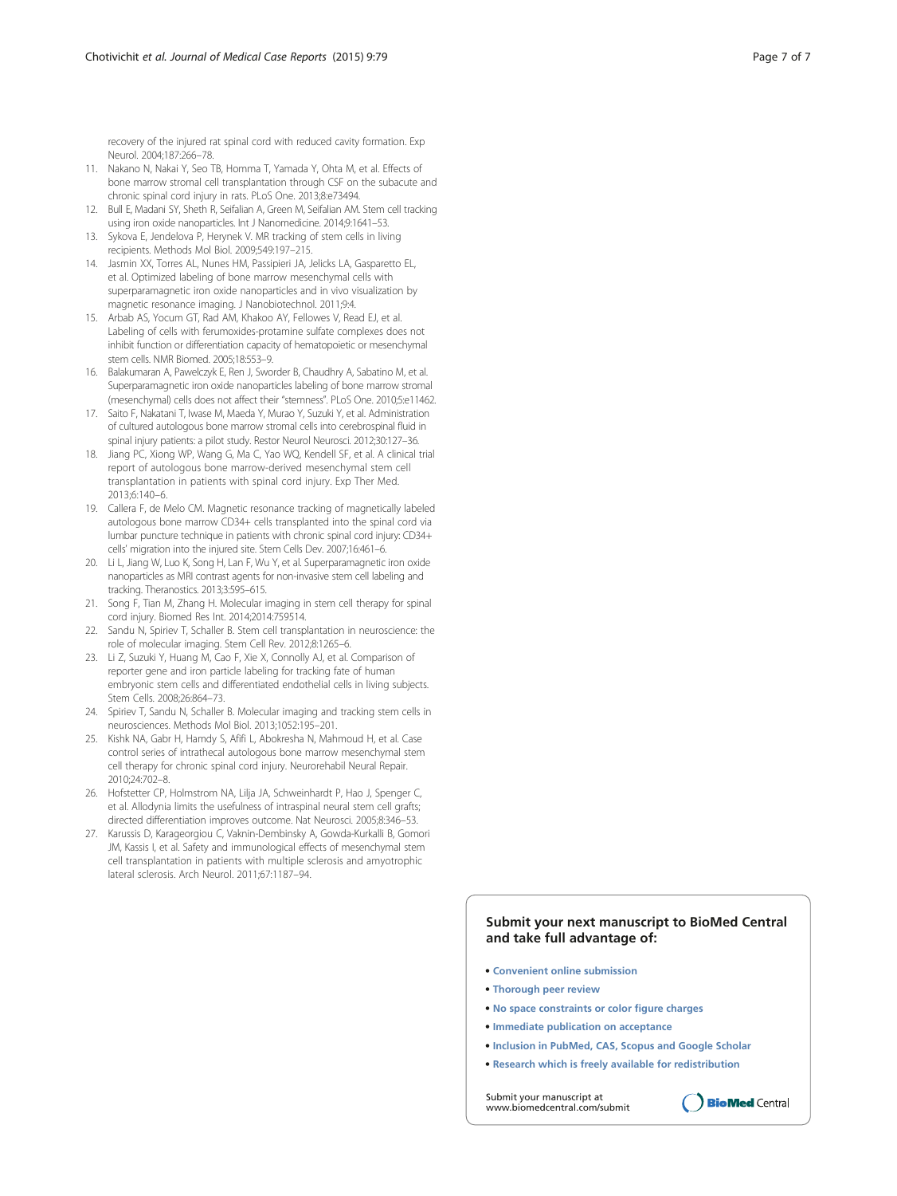recovery of the injured rat spinal cord with reduced cavity formation. Exp Neurol. 2004;187:266–78.

11. Nakano N, Nakai Y, Seo TB, Homma T, Yamada Y, Ohta M, et al. Effects of bone marrow stromal cell transplantation through CSF on the subacute and chronic spinal cord injury in rats. PLoS One. 2013;8:e73494.
12. Bull E, Madani SY, Sheth R, Seifalian A, Green M, Seifalian AM. Stem cell tracking using iron oxide nanoparticles. Int J Nanomedicine. 2014;9:1641–53.
13. Sykova E, Jendelova P, Herynek V. MR tracking of stem cells in living recipients. Methods Mol Biol. 2009;549:197–215.
14. Jasmin XX, Torres AL, Nunes HM, Passipieri JA, Jelicks LA, Gasparetto EL, et al. Optimized labeling of bone marrow mesenchymal cells with superparamagnetic iron oxide nanoparticles and in vivo visualization by magnetic resonance imaging. J Nanobiotechnol. 2011;9:4.
15. Arbab AS, Yocum GT, Rad AM, Khakoo AY, Fellowes V, Read EJ, et al. Labeling of cells with ferumoxides-protamine sulfate complexes does not inhibit function or differentiation capacity of hematopoietic or mesenchymal stem cells. NMR Biomed. 2005;18:553–9.
16. Balakumaran A, Pawelczyk E, Ren J, Sworder B, Chaudhry A, Sabatino M, et al. Superparamagnetic iron oxide nanoparticles labeling of bone marrow stromal (mesenchymal) cells does not affect their "stemness". PLoS One. 2010;5:e11462.
17. Saito F, Nakatani T, Iwase M, Maeda Y, Murao Y, Suzuki Y, et al. Administration of cultured autologous bone marrow stromal cells into cerebrospinal fluid in spinal injury patients: a pilot study. Restor Neurol Neurosci. 2012;30:127–36.
18. Jiang PC, Xiong WP, Wang G, Ma C, Yao WQ, Kendell SF, et al. A clinical trial report of autologous bone marrow-derived mesenchymal stem cell transplantation in patients with spinal cord injury. Exp Ther Med. 2013;6:140–6.
19. Callera F, de Melo CM. Magnetic resonance tracking of magnetically labeled autologous bone marrow CD34+ cells transplanted into the spinal cord via lumbar puncture technique in patients with chronic spinal cord injury: CD34+ cells' migration into the injured site. Stem Cells Dev. 2007;16:461–6.
20. Li L, Jiang W, Luo K, Song H, Lan F, Wu Y, et al. Superparamagnetic iron oxide nanoparticles as MRI contrast agents for non-invasive stem cell labeling and tracking. Theranostics. 2013;3:595–615.
21. Song F, Tian M, Zhang H. Molecular imaging in stem cell therapy for spinal cord injury. Biomed Res Int. 2014;2014:759514.
22. Sandu N, Spiriev T, Schaller B. Stem cell transplantation in neuroscience: the role of molecular imaging. Stem Cell Rev. 2012;8:1265–6.
23. Li Z, Suzuki Y, Huang M, Cao F, Xie X, Connolly AJ, et al. Comparison of reporter gene and iron particle labeling for tracking fate of human embryonic stem cells and differentiated endothelial cells in living subjects. Stem Cells. 2008;26:864–73.
24. Spiriev T, Sandu N, Schaller B. Molecular imaging and tracking stem cells in neurosciences. Methods Mol Biol. 2013;1052:195–201.
25. Kishk NA, Gabr H, Hamdy S, Afifi L, Abokresha N, Mahmoud H, et al. Case control series of intrathecal autologous bone marrow mesenchymal stem cell therapy for chronic spinal cord injury. Neurorehabil Neural Repair. 2010;24:702–8.
26. Hofstetter CP, Holmstrom NA, Lilja JA, Schweinhardt P, Hao J, Spenger C, et al. Allodynia limits the usefulness of intraspinal neural stem cell grafts; directed differentiation improves outcome. Nat Neurosci. 2005;8:346–53.
27. Karussis D, Karageorgiou C, Vaknin-Dembinsky A, Gowda-Kurkalli B, Gomori JM, Kassis I, et al. Safety and immunological effects of mesenchymal stem cell transplantation in patients with multiple sclerosis and amyotrophic lateral sclerosis. Arch Neurol. 2011;67:1187–94.

**Submit your next manuscript to BioMed Central and take full advantage of:**

- **Convenient online submission**
- **Thorough peer review**
- **No space constraints or color figure charges**
- **Immediate publication on acceptance**
- **Inclusion in PubMed, CAS, Scopus and Google Scholar**
- **Research which is freely available for redistribution**

Submit your manuscript at
www.biomedcentral.com/submit

BioMed Central